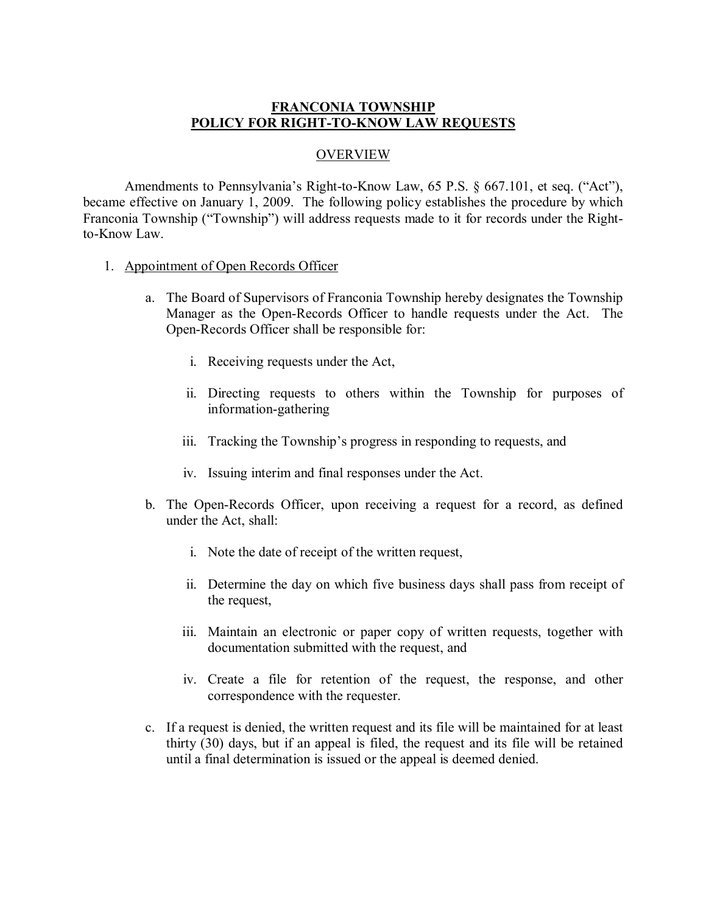# FRANCONIA TOWNSHIP POLICY FOR RIGHT-TO-KNOW LAW REQUESTS

## OVERVIEW

Amendments to Pennsylvania's Right-to-Know Law, 65 P.S. § 667.101, et seq. ("Act"), became effective on January 1, 2009. The following policy establishes the procedure by which Franconia Township ("Township") will address requests made to it for records under the Right-to-Know Law.

1. Appointment of Open Records Officer

   a. The Board of Supervisors of Franconia Township hereby designates the Township Manager as the Open-Records Officer to handle requests under the Act. The Open-Records Officer shall be responsible for:

      i. Receiving requests under the Act,

      ii. Directing requests to others within the Township for purposes of information-gathering

      iii. Tracking the Township's progress in responding to requests, and

      iv. Issuing interim and final responses under the Act.

   b. The Open-Records Officer, upon receiving a request for a record, as defined under the Act, shall:

      i. Note the date of receipt of the written request,

      ii. Determine the day on which five business days shall pass from receipt of the request,

      iii. Maintain an electronic or paper copy of written requests, together with documentation submitted with the request, and

      iv. Create a file for retention of the request, the response, and other correspondence with the requester.

   c. If a request is denied, the written request and its file will be maintained for at least thirty (30) days, but if an appeal is filed, the request and its file will be retained until a final determination is issued or the appeal is deemed denied.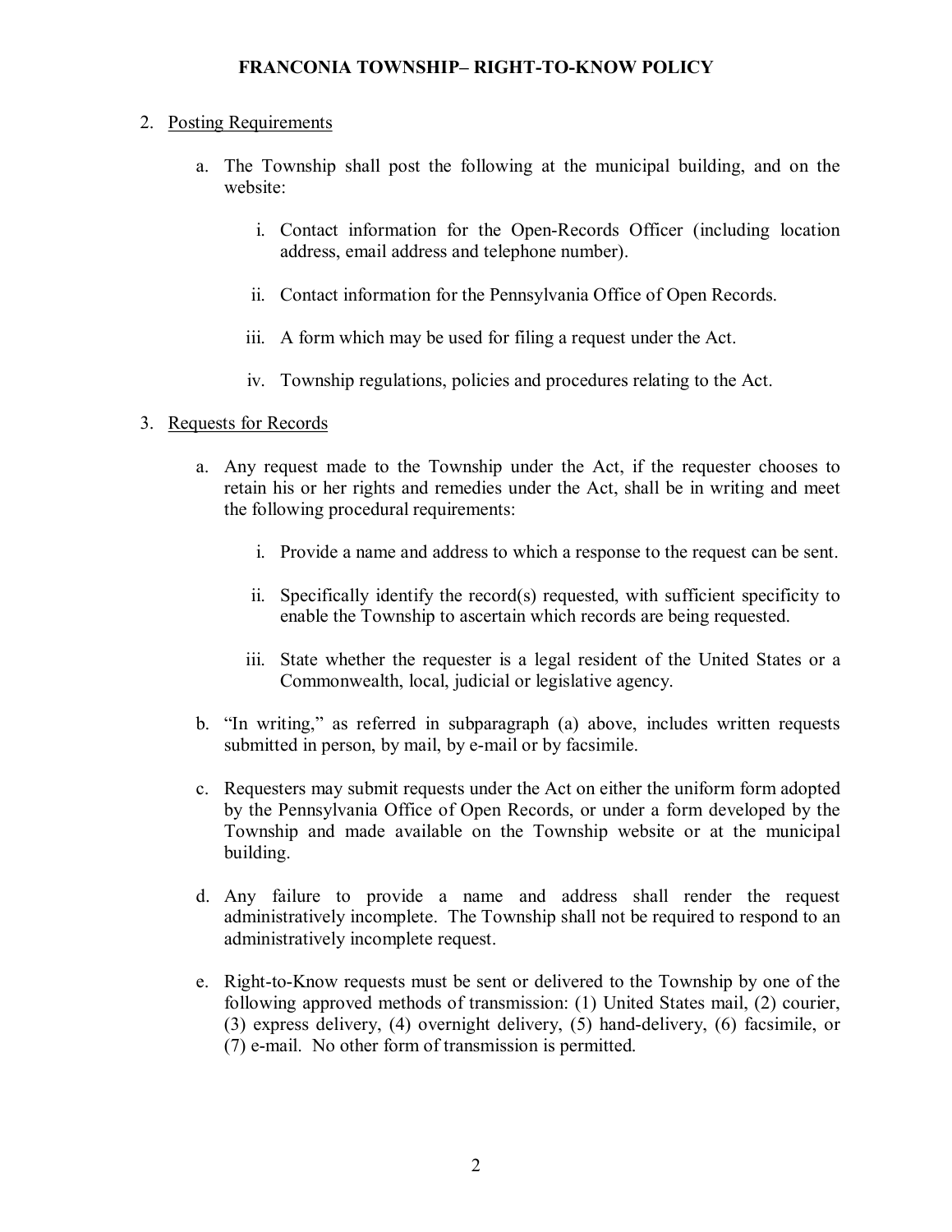2. Posting Requirements

    a. The Township shall post the following at the municipal building, and on the website:

        i. Contact information for the Open-Records Officer (including location address, email address and telephone number).

        ii. Contact information for the Pennsylvania Office of Open Records.

        iii. A form which may be used for filing a request under the Act.

        iv. Township regulations, policies and procedures relating to the Act.

3. Requests for Records

    a. Any request made to the Township under the Act, if the requester chooses to retain his or her rights and remedies under the Act, shall be in writing and meet the following procedural requirements:

        i. Provide a name and address to which a response to the request can be sent.

        ii. Specifically identify the record(s) requested, with sufficient specificity to enable the Township to ascertain which records are being requested.

        iii. State whether the requester is a legal resident of the United States or a Commonwealth, local, judicial or legislative agency.

    b. "In writing," as referred in subparagraph (a) above, includes written requests submitted in person, by mail, by e-mail or by facsimile.

    c. Requesters may submit requests under the Act on either the uniform form adopted by the Pennsylvania Office of Open Records, or under a form developed by the Township and made available on the Township website or at the municipal building.

    d. Any failure to provide a name and address shall render the request administratively incomplete. The Township shall not be required to respond to an administratively incomplete request.

    e. Right-to-Know requests must be sent or delivered to the Township by one of the following approved methods of transmission: (1) United States mail, (2) courier, (3) express delivery, (4) overnight delivery, (5) hand-delivery, (6) facsimile, or (7) e-mail. No other form of transmission is permitted.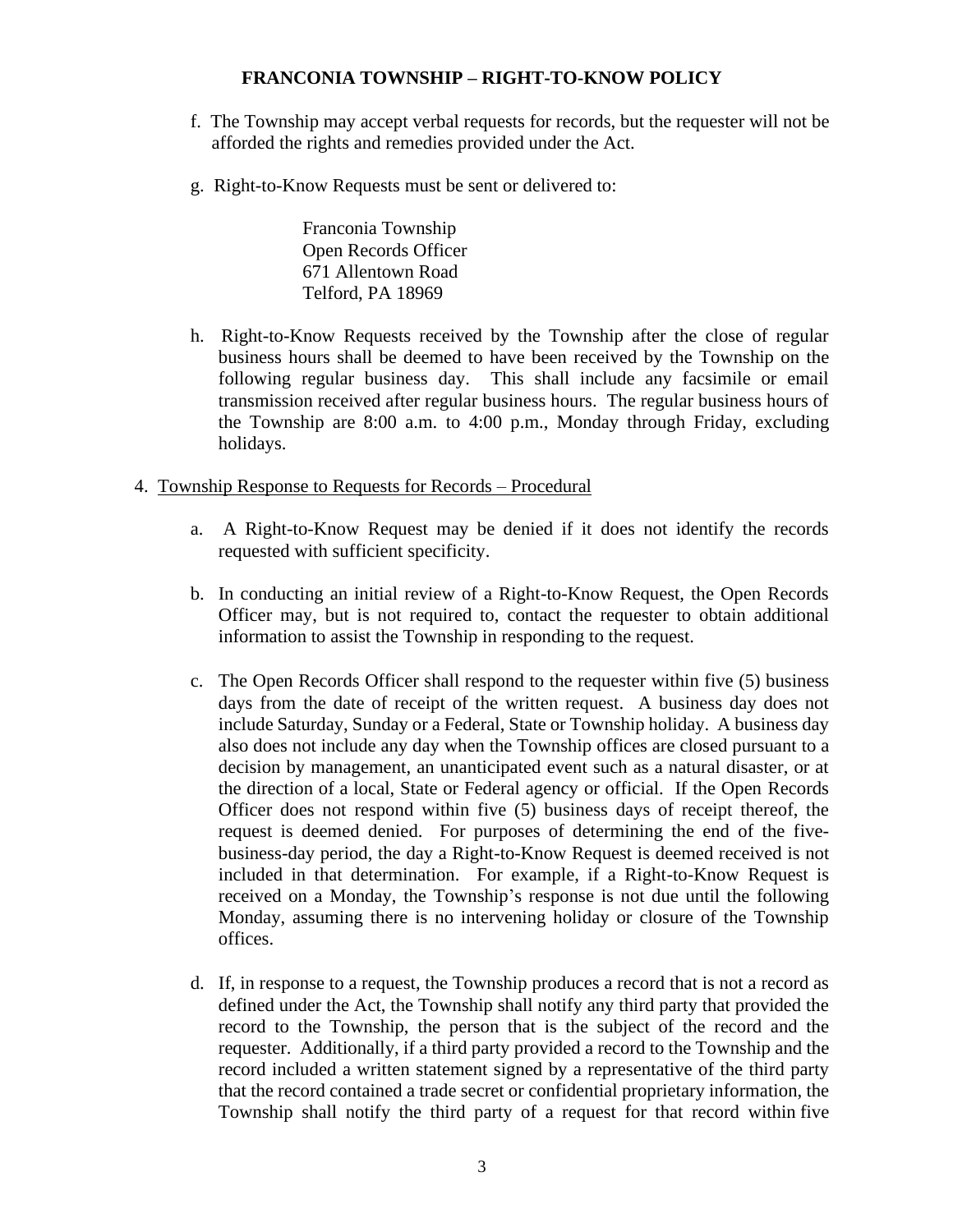f. The Township may accept verbal requests for records, but the requester will not be afforded the rights and remedies provided under the Act.

g. Right-to-Know Requests must be sent or delivered to:

Franconia Township
Open Records Officer
671 Allentown Road
Telford, PA 18969

h. Right-to-Know Requests received by the Township after the close of regular business hours shall be deemed to have been received by the Township on the following regular business day. This shall include any facsimile or email transmission received after regular business hours. The regular business hours of the Township are 8:00 a.m. to 4:00 p.m., Monday through Friday, excluding holidays.

4. Township Response to Requests for Records – Procedural

a. A Right-to-Know Request may be denied if it does not identify the records requested with sufficient specificity.

b. In conducting an initial review of a Right-to-Know Request, the Open Records Officer may, but is not required to, contact the requester to obtain additional information to assist the Township in responding to the request.

c. The Open Records Officer shall respond to the requester within five (5) business days from the date of receipt of the written request. A business day does not include Saturday, Sunday or a Federal, State or Township holiday. A business day also does not include any day when the Township offices are closed pursuant to a decision by management, an unanticipated event such as a natural disaster, or at the direction of a local, State or Federal agency or official. If the Open Records Officer does not respond within five (5) business days of receipt thereof, the request is deemed denied. For purposes of determining the end of the five-business-day period, the day a Right-to-Know Request is deemed received is not included in that determination. For example, if a Right-to-Know Request is received on a Monday, the Township's response is not due until the following Monday, assuming there is no intervening holiday or closure of the Township offices.

d. If, in response to a request, the Township produces a record that is not a record as defined under the Act, the Township shall notify any third party that provided the record to the Township, the person that is the subject of the record and the requester. Additionally, if a third party provided a record to the Township and the record included a written statement signed by a representative of the third party that the record contained a trade secret or confidential proprietary information, the Township shall notify the third party of a request for that record within five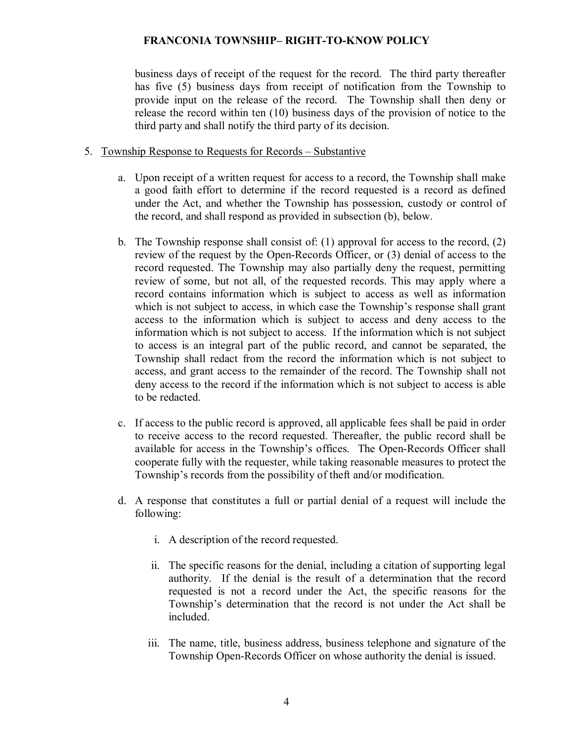business days of receipt of the request for the record. The third party thereafter has five (5) business days from receipt of notification from the Township to provide input on the release of the record. The Township shall then deny or release the record within ten (10) business days of the provision of notice to the third party and shall notify the third party of its decision.

5. <u>Township Response to Requests for Records – Substantive</u>

   a. Upon receipt of a written request for access to a record, the Township shall make a good faith effort to determine if the record requested is a record as defined under the Act, and whether the Township has possession, custody or control of the record, and shall respond as provided in subsection (b), below.

   b. The Township response shall consist of: (1) approval for access to the record, (2) review of the request by the Open-Records Officer, or (3) denial of access to the record requested. The Township may also partially deny the request, permitting review of some, but not all, of the requested records. This may apply where a record contains information which is subject to access as well as information which is not subject to access, in which case the Township's response shall grant access to the information which is subject to access and deny access to the information which is not subject to access. If the information which is not subject to access is an integral part of the public record, and cannot be separated, the Township shall redact from the record the information which is not subject to access, and grant access to the remainder of the record. The Township shall not deny access to the record if the information which is not subject to access is able to be redacted.

   c. If access to the public record is approved, all applicable fees shall be paid in order to receive access to the record requested. Thereafter, the public record shall be available for access in the Township's offices. The Open-Records Officer shall cooperate fully with the requester, while taking reasonable measures to protect the Township's records from the possibility of theft and/or modification.

   d. A response that constitutes a full or partial denial of a request will include the following:

      i. A description of the record requested.

      ii. The specific reasons for the denial, including a citation of supporting legal authority. If the denial is the result of a determination that the record requested is not a record under the Act, the specific reasons for the Township's determination that the record is not under the Act shall be included.

      iii. The name, title, business address, business telephone and signature of the Township Open-Records Officer on whose authority the denial is issued.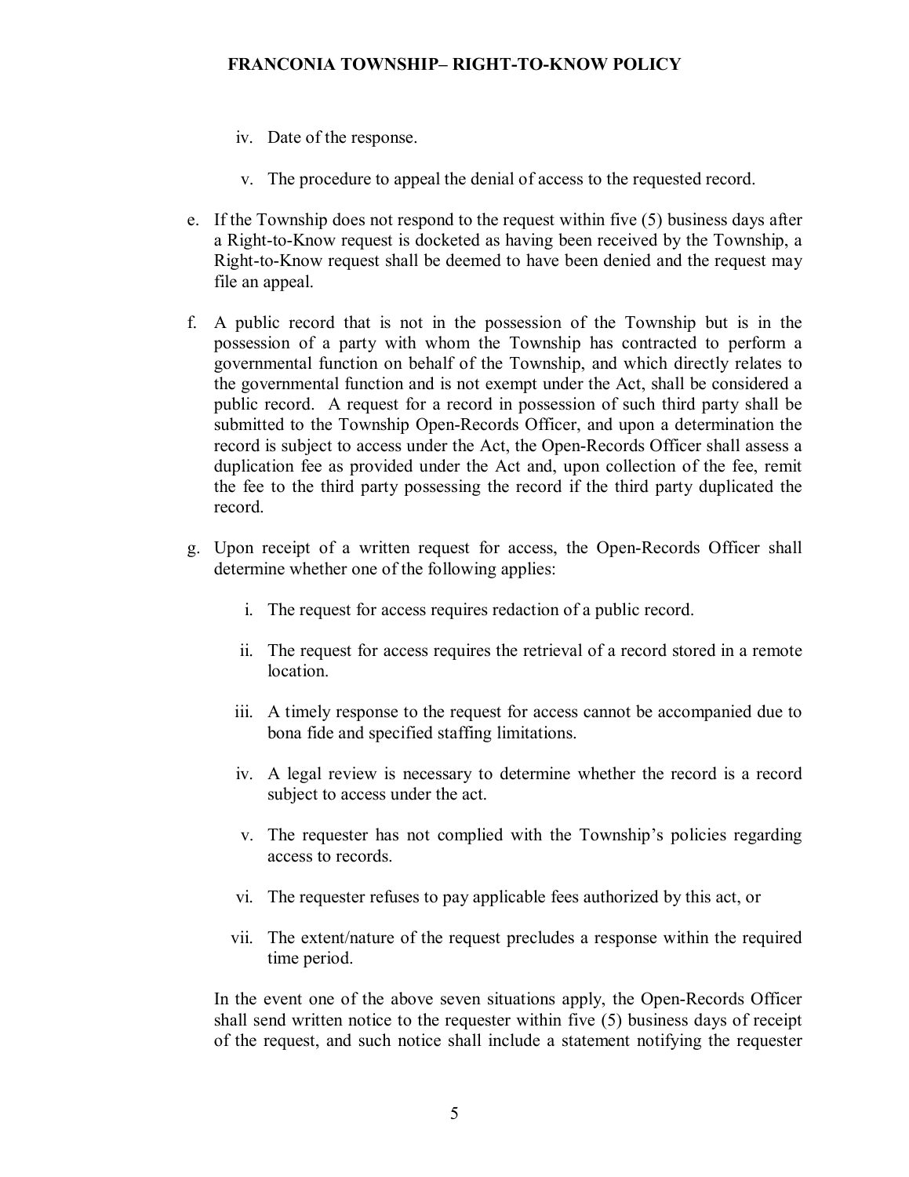iv. Date of the response.

v. The procedure to appeal the denial of access to the requested record.

e. If the Township does not respond to the request within five (5) business days after a Right-to-Know request is docketed as having been received by the Township, a Right-to-Know request shall be deemed to have been denied and the request may file an appeal.

f. A public record that is not in the possession of the Township but is in the possession of a party with whom the Township has contracted to perform a governmental function on behalf of the Township, and which directly relates to the governmental function and is not exempt under the Act, shall be considered a public record. A request for a record in possession of such third party shall be submitted to the Township Open-Records Officer, and upon a determination the record is subject to access under the Act, the Open-Records Officer shall assess a duplication fee as provided under the Act and, upon collection of the fee, remit the fee to the third party possessing the record if the third party duplicated the record.

g. Upon receipt of a written request for access, the Open-Records Officer shall determine whether one of the following applies:

   i. The request for access requires redaction of a public record.

   ii. The request for access requires the retrieval of a record stored in a remote location.

   iii. A timely response to the request for access cannot be accompanied due to bona fide and specified staffing limitations.

   iv. A legal review is necessary to determine whether the record is a record subject to access under the act.

   v. The requester has not complied with the Township's policies regarding access to records.

   vi. The requester refuses to pay applicable fees authorized by this act, or

   vii. The extent/nature of the request precludes a response within the required time period.

   In the event one of the above seven situations apply, the Open-Records Officer shall send written notice to the requester within five (5) business days of receipt of the request, and such notice shall include a statement notifying the requester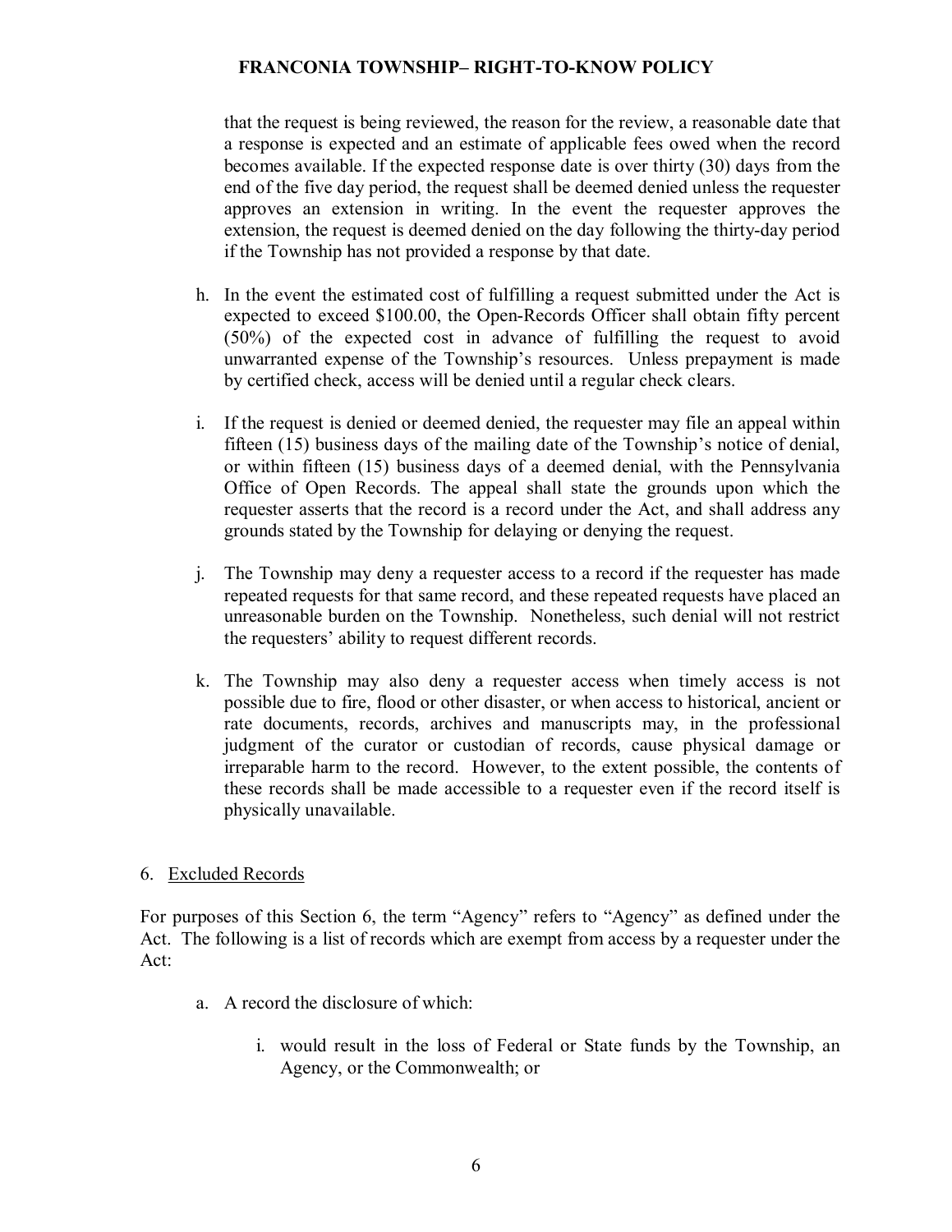that the request is being reviewed, the reason for the review, a reasonable date that a response is expected and an estimate of applicable fees owed when the record becomes available. If the expected response date is over thirty (30) days from the end of the five day period, the request shall be deemed denied unless the requester approves an extension in writing. In the event the requester approves the extension, the request is deemed denied on the day following the thirty-day period if the Township has not provided a response by that date.

h. In the event the estimated cost of fulfilling a request submitted under the Act is expected to exceed $100.00, the Open-Records Officer shall obtain fifty percent (50%) of the expected cost in advance of fulfilling the request to avoid unwarranted expense of the Township's resources. Unless prepayment is made by certified check, access will be denied until a regular check clears.

i. If the request is denied or deemed denied, the requester may file an appeal within fifteen (15) business days of the mailing date of the Township's notice of denial, or within fifteen (15) business days of a deemed denial, with the Pennsylvania Office of Open Records. The appeal shall state the grounds upon which the requester asserts that the record is a record under the Act, and shall address any grounds stated by the Township for delaying or denying the request.

j. The Township may deny a requester access to a record if the requester has made repeated requests for that same record, and these repeated requests have placed an unreasonable burden on the Township. Nonetheless, such denial will not restrict the requesters' ability to request different records.

k. The Township may also deny a requester access when timely access is not possible due to fire, flood or other disaster, or when access to historical, ancient or rate documents, records, archives and manuscripts may, in the professional judgment of the curator or custodian of records, cause physical damage or irreparable harm to the record. However, to the extent possible, the contents of these records shall be made accessible to a requester even if the record itself is physically unavailable.

6. Excluded Records

For purposes of this Section 6, the term "Agency" refers to "Agency" as defined under the Act. The following is a list of records which are exempt from access by a requester under the Act:

a. A record the disclosure of which:

   i. would result in the loss of Federal or State funds by the Township, an Agency, or the Commonwealth; or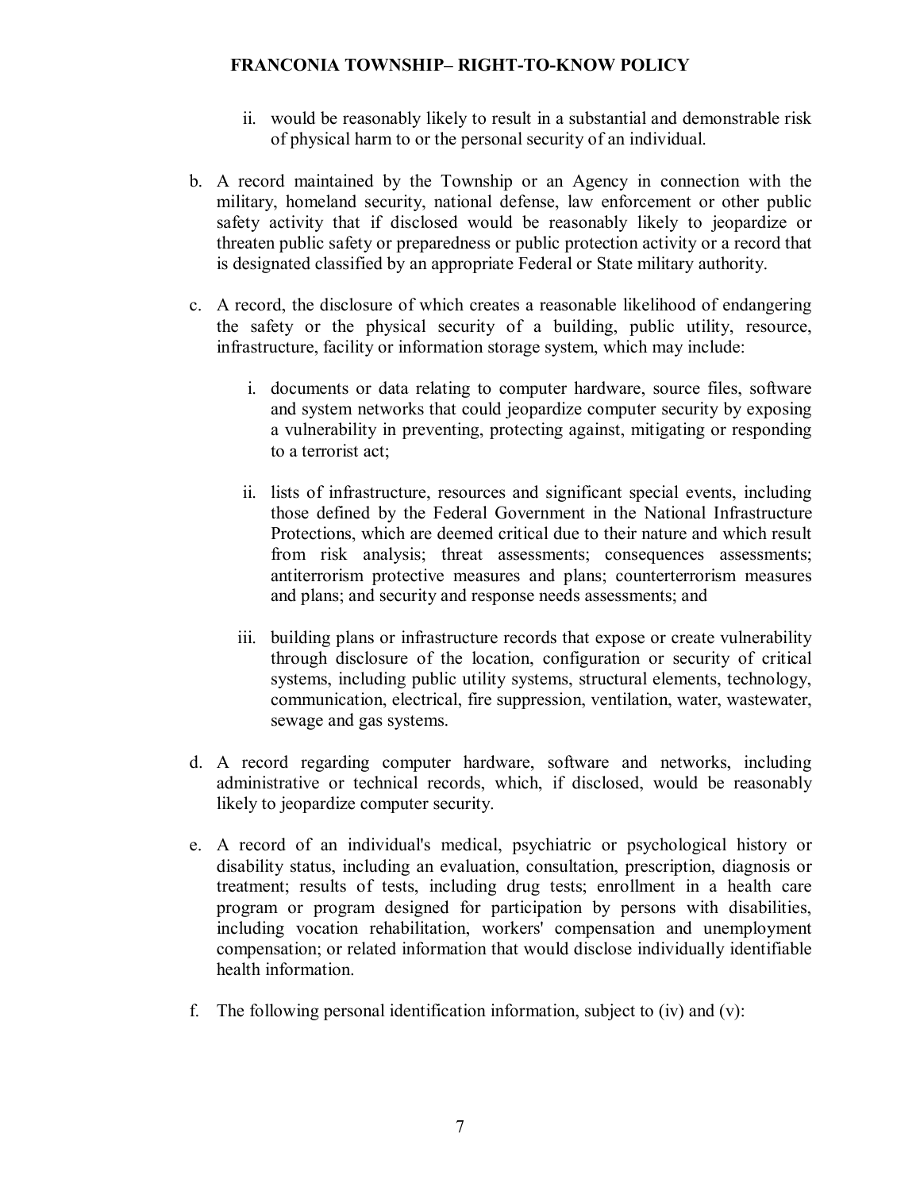ii. would be reasonably likely to result in a substantial and demonstrable risk of physical harm to or the personal security of an individual.

b. A record maintained by the Township or an Agency in connection with the military, homeland security, national defense, law enforcement or other public safety activity that if disclosed would be reasonably likely to jeopardize or threaten public safety or preparedness or public protection activity or a record that is designated classified by an appropriate Federal or State military authority.

c. A record, the disclosure of which creates a reasonable likelihood of endangering the safety or the physical security of a building, public utility, resource, infrastructure, facility or information storage system, which may include:

   i. documents or data relating to computer hardware, source files, software and system networks that could jeopardize computer security by exposing a vulnerability in preventing, protecting against, mitigating or responding to a terrorist act;

   ii. lists of infrastructure, resources and significant special events, including those defined by the Federal Government in the National Infrastructure Protections, which are deemed critical due to their nature and which result from risk analysis; threat assessments; consequences assessments; antiterrorism protective measures and plans; counterterrorism measures and plans; and security and response needs assessments; and

   iii. building plans or infrastructure records that expose or create vulnerability through disclosure of the location, configuration or security of critical systems, including public utility systems, structural elements, technology, communication, electrical, fire suppression, ventilation, water, wastewater, sewage and gas systems.

d. A record regarding computer hardware, software and networks, including administrative or technical records, which, if disclosed, would be reasonably likely to jeopardize computer security.

e. A record of an individual's medical, psychiatric or psychological history or disability status, including an evaluation, consultation, prescription, diagnosis or treatment; results of tests, including drug tests; enrollment in a health care program or program designed for participation by persons with disabilities, including vocation rehabilitation, workers' compensation and unemployment compensation; or related information that would disclose individually identifiable health information.

f. The following personal identification information, subject to (iv) and (v):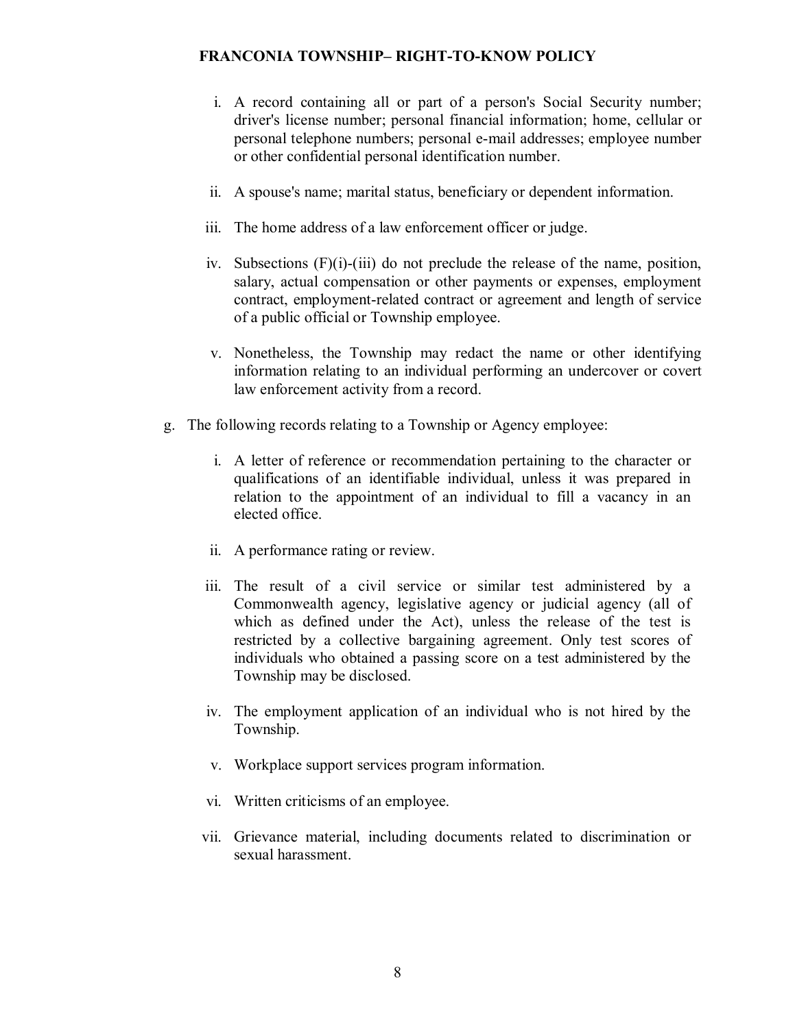i. A record containing all or part of a person's Social Security number; driver's license number; personal financial information; home, cellular or personal telephone numbers; personal e-mail addresses; employee number or other confidential personal identification number.

ii. A spouse's name; marital status, beneficiary or dependent information.

iii. The home address of a law enforcement officer or judge.

iv. Subsections (F)(i)-(iii) do not preclude the release of the name, position, salary, actual compensation or other payments or expenses, employment contract, employment-related contract or agreement and length of service of a public official or Township employee.

v. Nonetheless, the Township may redact the name or other identifying information relating to an individual performing an undercover or covert law enforcement activity from a record.

g. The following records relating to a Township or Agency employee:

   i. A letter of reference or recommendation pertaining to the character or qualifications of an identifiable individual, unless it was prepared in relation to the appointment of an individual to fill a vacancy in an elected office.

   ii. A performance rating or review.

   iii. The result of a civil service or similar test administered by a Commonwealth agency, legislative agency or judicial agency (all of which as defined under the Act), unless the release of the test is restricted by a collective bargaining agreement. Only test scores of individuals who obtained a passing score on a test administered by the Township may be disclosed.

   iv. The employment application of an individual who is not hired by the Township.

   v. Workplace support services program information.

   vi. Written criticisms of an employee.

   vii. Grievance material, including documents related to discrimination or sexual harassment.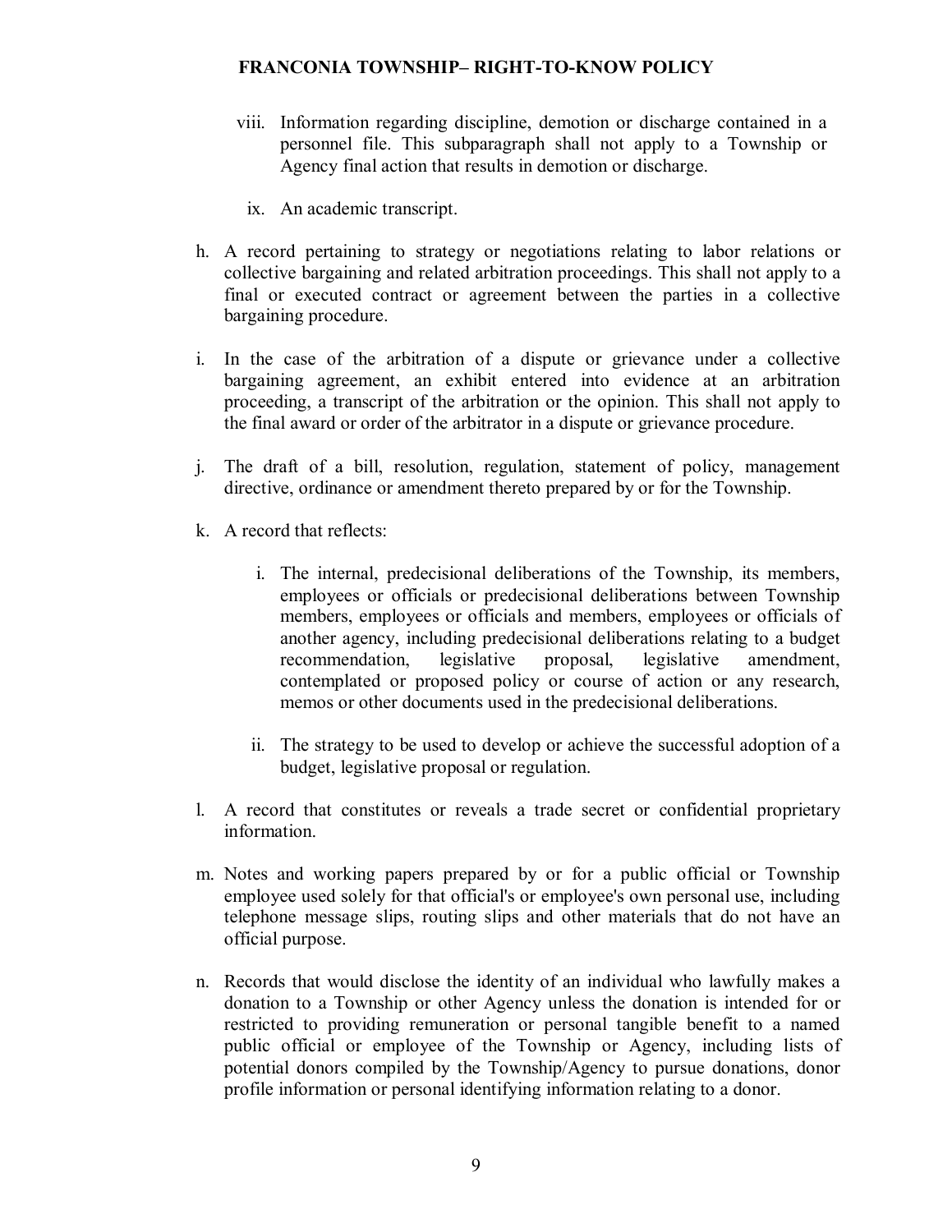viii. Information regarding discipline, demotion or discharge contained in a personnel file. This subparagraph shall not apply to a Township or Agency final action that results in demotion or discharge.

ix. An academic transcript.

h. A record pertaining to strategy or negotiations relating to labor relations or collective bargaining and related arbitration proceedings. This shall not apply to a final or executed contract or agreement between the parties in a collective bargaining procedure.

i. In the case of the arbitration of a dispute or grievance under a collective bargaining agreement, an exhibit entered into evidence at an arbitration proceeding, a transcript of the arbitration or the opinion. This shall not apply to the final award or order of the arbitrator in a dispute or grievance procedure.

j. The draft of a bill, resolution, regulation, statement of policy, management directive, ordinance or amendment thereto prepared by or for the Township.

k. A record that reflects:

   i. The internal, predecisional deliberations of the Township, its members, employees or officials or predecisional deliberations between Township members, employees or officials and members, employees or officials of another agency, including predecisional deliberations relating to a budget recommendation, legislative proposal, legislative amendment, contemplated or proposed policy or course of action or any research, memos or other documents used in the predecisional deliberations.

   ii. The strategy to be used to develop or achieve the successful adoption of a budget, legislative proposal or regulation.

l. A record that constitutes or reveals a trade secret or confidential proprietary information.

m. Notes and working papers prepared by or for a public official or Township employee used solely for that official's or employee's own personal use, including telephone message slips, routing slips and other materials that do not have an official purpose.

n. Records that would disclose the identity of an individual who lawfully makes a donation to a Township or other Agency unless the donation is intended for or restricted to providing remuneration or personal tangible benefit to a named public official or employee of the Township or Agency, including lists of potential donors compiled by the Township/Agency to pursue donations, donor profile information or personal identifying information relating to a donor.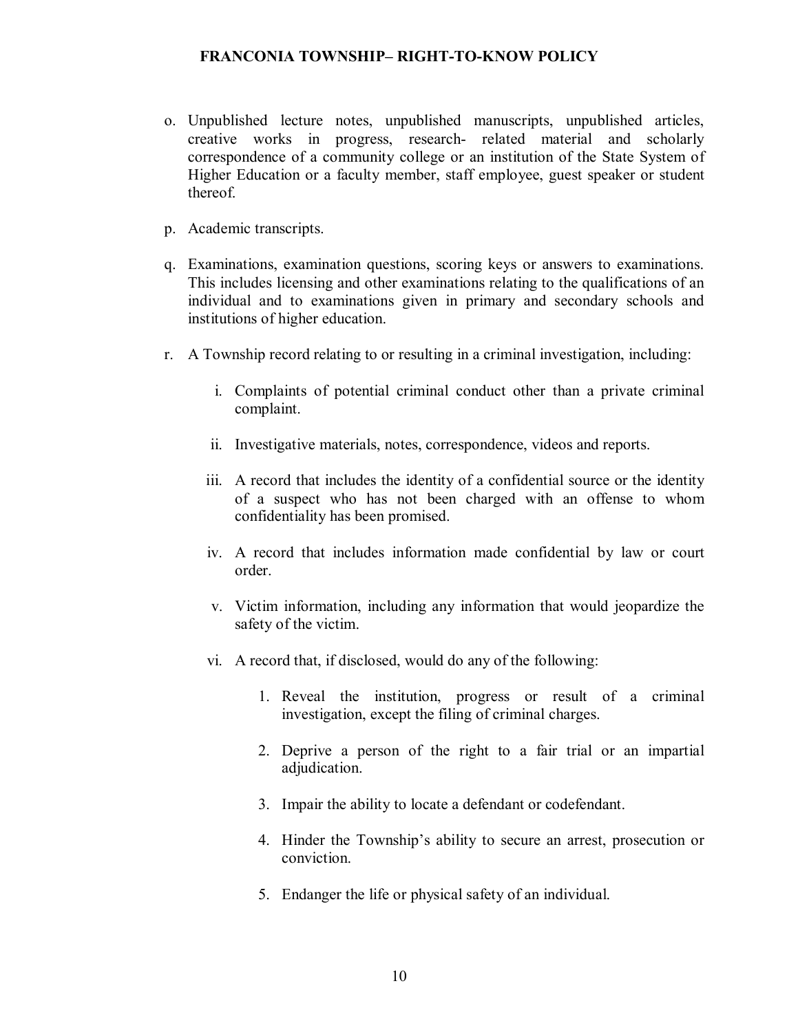o. Unpublished lecture notes, unpublished manuscripts, unpublished articles, creative works in progress, research- related material and scholarly correspondence of a community college or an institution of the State System of Higher Education or a faculty member, staff employee, guest speaker or student thereof.

p. Academic transcripts.

q. Examinations, examination questions, scoring keys or answers to examinations. This includes licensing and other examinations relating to the qualifications of an individual and to examinations given in primary and secondary schools and institutions of higher education.

r. A Township record relating to or resulting in a criminal investigation, including:

   i. Complaints of potential criminal conduct other than a private criminal complaint.

   ii. Investigative materials, notes, correspondence, videos and reports.

   iii. A record that includes the identity of a confidential source or the identity of a suspect who has not been charged with an offense to whom confidentiality has been promised.

   iv. A record that includes information made confidential by law or court order.

   v. Victim information, including any information that would jeopardize the safety of the victim.

   vi. A record that, if disclosed, would do any of the following:

      1. Reveal the institution, progress or result of a criminal investigation, except the filing of criminal charges.

      2. Deprive a person of the right to a fair trial or an impartial adjudication.

      3. Impair the ability to locate a defendant or codefendant.

      4. Hinder the Township's ability to secure an arrest, prosecution or conviction.

      5. Endanger the life or physical safety of an individual.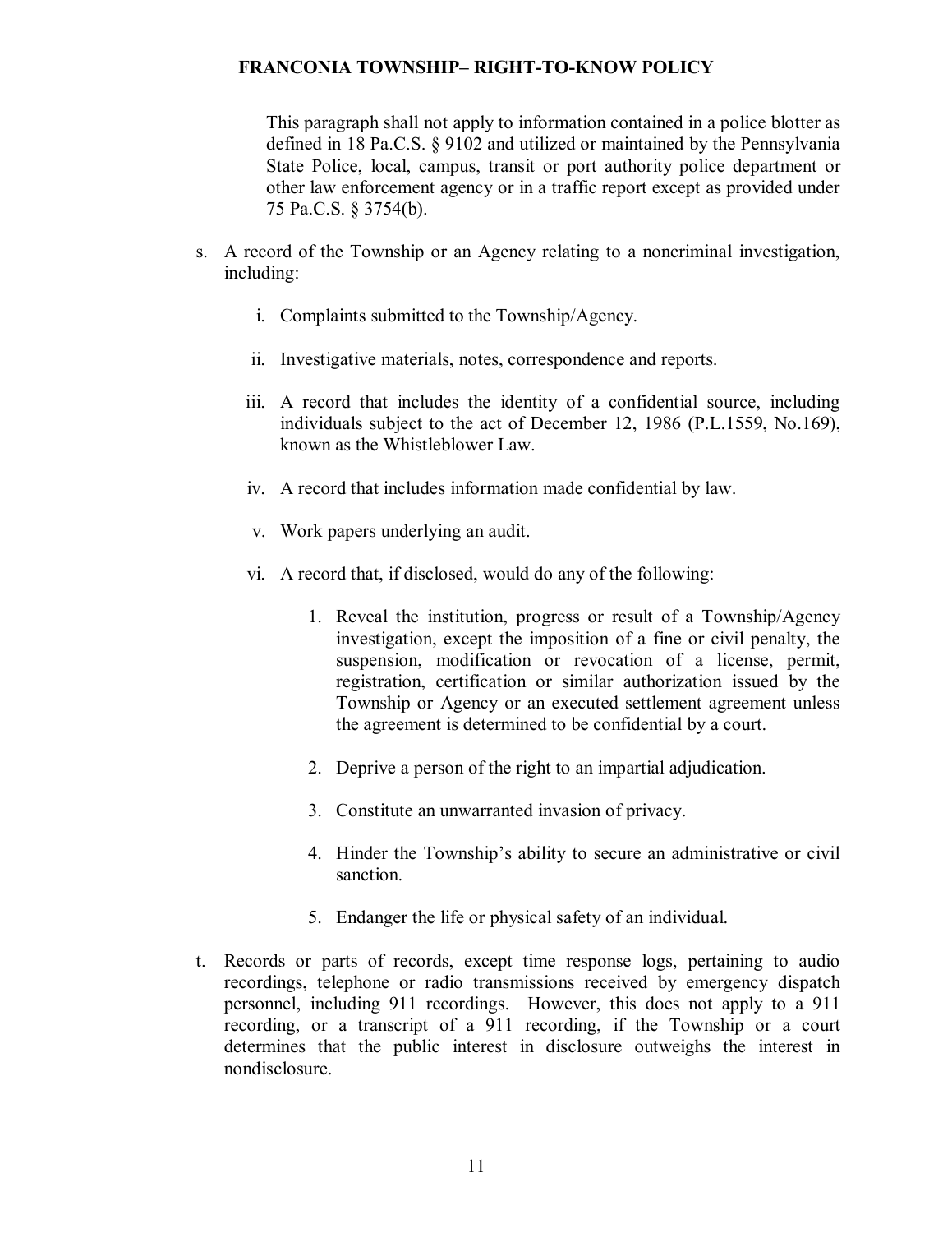This paragraph shall not apply to information contained in a police blotter as defined in 18 Pa.C.S. § 9102 and utilized or maintained by the Pennsylvania State Police, local, campus, transit or port authority police department or other law enforcement agency or in a traffic report except as provided under 75 Pa.C.S. § 3754(b).

s. A record of the Township or an Agency relating to a noncriminal investigation, including:

   i. Complaints submitted to the Township/Agency.

   ii. Investigative materials, notes, correspondence and reports.

   iii. A record that includes the identity of a confidential source, including individuals subject to the act of December 12, 1986 (P.L.1559, No.169), known as the Whistleblower Law.

   iv. A record that includes information made confidential by law.

   v. Work papers underlying an audit.

   vi. A record that, if disclosed, would do any of the following:

      1. Reveal the institution, progress or result of a Township/Agency investigation, except the imposition of a fine or civil penalty, the suspension, modification or revocation of a license, permit, registration, certification or similar authorization issued by the Township or Agency or an executed settlement agreement unless the agreement is determined to be confidential by a court.

      2. Deprive a person of the right to an impartial adjudication.

      3. Constitute an unwarranted invasion of privacy.

      4. Hinder the Township's ability to secure an administrative or civil sanction.

      5. Endanger the life or physical safety of an individual.

t. Records or parts of records, except time response logs, pertaining to audio recordings, telephone or radio transmissions received by emergency dispatch personnel, including 911 recordings. However, this does not apply to a 911 recording, or a transcript of a 911 recording, if the Township or a court determines that the public interest in disclosure outweighs the interest in nondisclosure.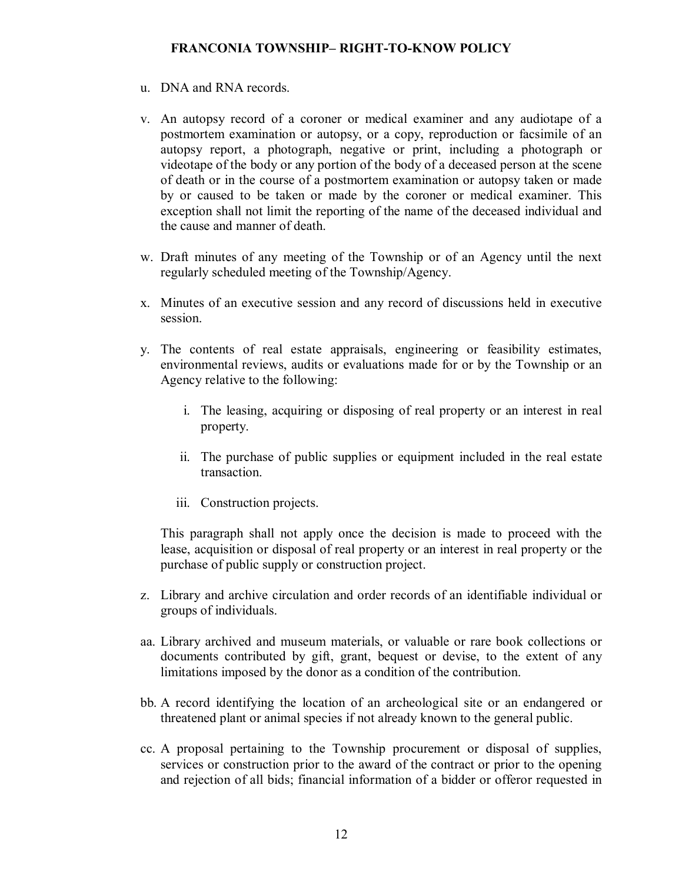u. DNA and RNA records.

v. An autopsy record of a coroner or medical examiner and any audiotape of a postmortem examination or autopsy, or a copy, reproduction or facsimile of an autopsy report, a photograph, negative or print, including a photograph or videotape of the body or any portion of the body of a deceased person at the scene of death or in the course of a postmortem examination or autopsy taken or made by or caused to be taken or made by the coroner or medical examiner. This exception shall not limit the reporting of the name of the deceased individual and the cause and manner of death.

w. Draft minutes of any meeting of the Township or of an Agency until the next regularly scheduled meeting of the Township/Agency.

x. Minutes of an executive session and any record of discussions held in executive session.

y. The contents of real estate appraisals, engineering or feasibility estimates, environmental reviews, audits or evaluations made for or by the Township or an Agency relative to the following:

   i. The leasing, acquiring or disposing of real property or an interest in real property.

   ii. The purchase of public supplies or equipment included in the real estate transaction.

   iii. Construction projects.

   This paragraph shall not apply once the decision is made to proceed with the lease, acquisition or disposal of real property or an interest in real property or the purchase of public supply or construction project.

z. Library and archive circulation and order records of an identifiable individual or groups of individuals.

aa. Library archived and museum materials, or valuable or rare book collections or documents contributed by gift, grant, bequest or devise, to the extent of any limitations imposed by the donor as a condition of the contribution.

bb. A record identifying the location of an archeological site or an endangered or threatened plant or animal species if not already known to the general public.

cc. A proposal pertaining to the Township procurement or disposal of supplies, services or construction prior to the award of the contract or prior to the opening and rejection of all bids; financial information of a bidder or offeror requested in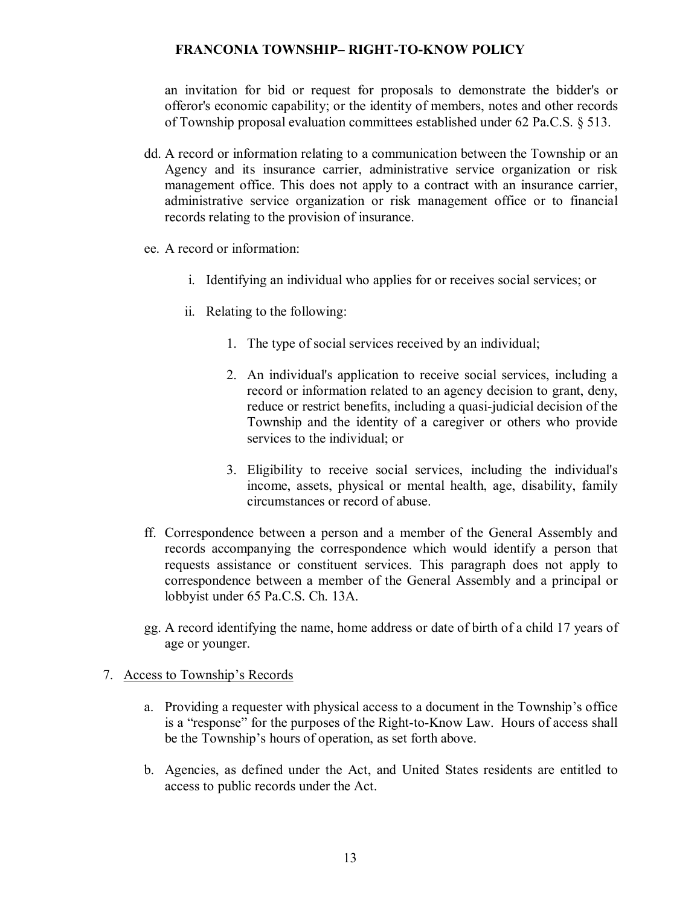an invitation for bid or request for proposals to demonstrate the bidder's or offeror's economic capability; or the identity of members, notes and other records of Township proposal evaluation committees established under 62 Pa.C.S. § 513.

dd. A record or information relating to a communication between the Township or an Agency and its insurance carrier, administrative service organization or risk management office. This does not apply to a contract with an insurance carrier, administrative service organization or risk management office or to financial records relating to the provision of insurance.

ee. A record or information:

   i. Identifying an individual who applies for or receives social services; or

   ii. Relating to the following:

      1. The type of social services received by an individual;

      2. An individual's application to receive social services, including a record or information related to an agency decision to grant, deny, reduce or restrict benefits, including a quasi-judicial decision of the Township and the identity of a caregiver or others who provide services to the individual; or

      3. Eligibility to receive social services, including the individual's income, assets, physical or mental health, age, disability, family circumstances or record of abuse.

ff. Correspondence between a person and a member of the General Assembly and records accompanying the correspondence which would identify a person that requests assistance or constituent services. This paragraph does not apply to correspondence between a member of the General Assembly and a principal or lobbyist under 65 Pa.C.S. Ch. 13A.

gg. A record identifying the name, home address or date of birth of a child 17 years of age or younger.

7. Access to Township's Records

   a. Providing a requester with physical access to a document in the Township's office is a "response" for the purposes of the Right-to-Know Law. Hours of access shall be the Township's hours of operation, as set forth above.

   b. Agencies, as defined under the Act, and United States residents are entitled to access to public records under the Act.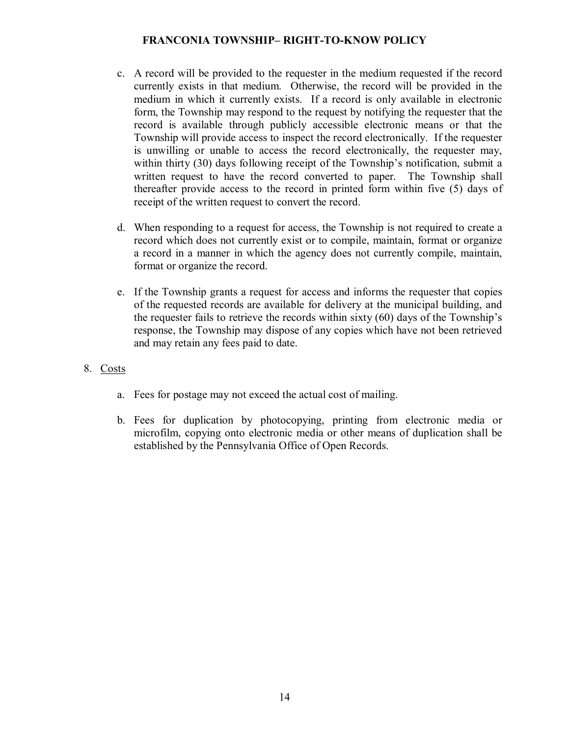c. A record will be provided to the requester in the medium requested if the record currently exists in that medium. Otherwise, the record will be provided in the medium in which it currently exists. If a record is only available in electronic form, the Township may respond to the request by notifying the requester that the record is available through publicly accessible electronic means or that the Township will provide access to inspect the record electronically. If the requester is unwilling or unable to access the record electronically, the requester may, within thirty (30) days following receipt of the Township's notification, submit a written request to have the record converted to paper. The Township shall thereafter provide access to the record in printed form within five (5) days of receipt of the written request to convert the record.

d. When responding to a request for access, the Township is not required to create a record which does not currently exist or to compile, maintain, format or organize a record in a manner in which the agency does not currently compile, maintain, format or organize the record.

e. If the Township grants a request for access and informs the requester that copies of the requested records are available for delivery at the municipal building, and the requester fails to retrieve the records within sixty (60) days of the Township's response, the Township may dispose of any copies which have not been retrieved and may retain any fees paid to date.

8. Costs

   a. Fees for postage may not exceed the actual cost of mailing.

   b. Fees for duplication by photocopying, printing from electronic media or microfilm, copying onto electronic media or other means of duplication shall be established by the Pennsylvania Office of Open Records.